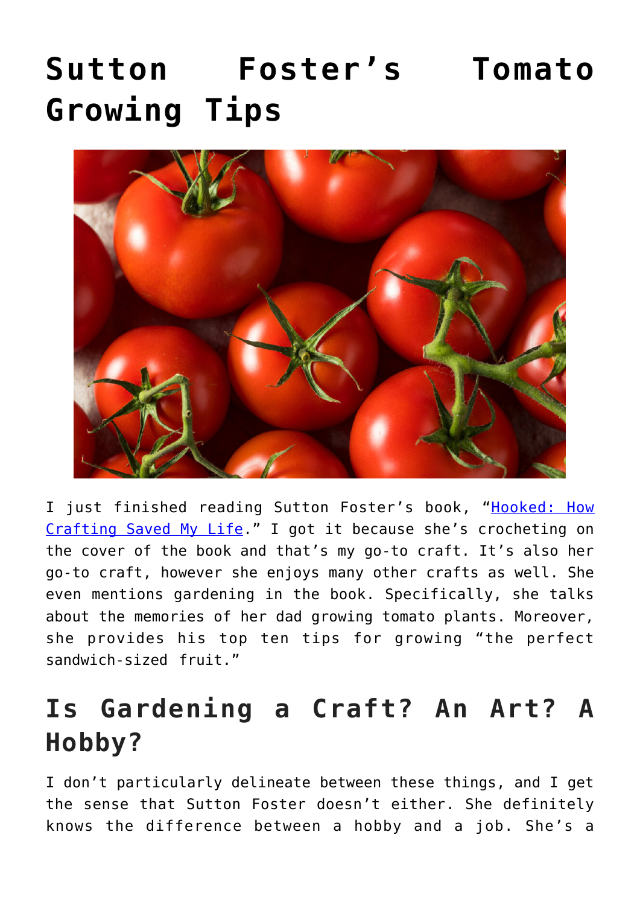# Sutton Foster's Tomato Growing Tips

I just finished reading Sutton Foster's book, "Hooked: How Crafting Saved My Life." I got it because she's crocheting on the cover of the book and that's my go-to craft. It's also her go-to craft, however she enjoys many other crafts as well. She even mentions gardening in the book. Specifically, she talks about the memories of her dad growing tomato plants. Moreover, she provides his top ten tips for growing "the perfect sandwich-sized fruit."

## Is Gardening a Craft? An Art? A Hobby?

I don't particularly delineate between these things, and I get the sense that Sutton Foster doesn't either. She definitely knows the difference between a hobby and a job. She's a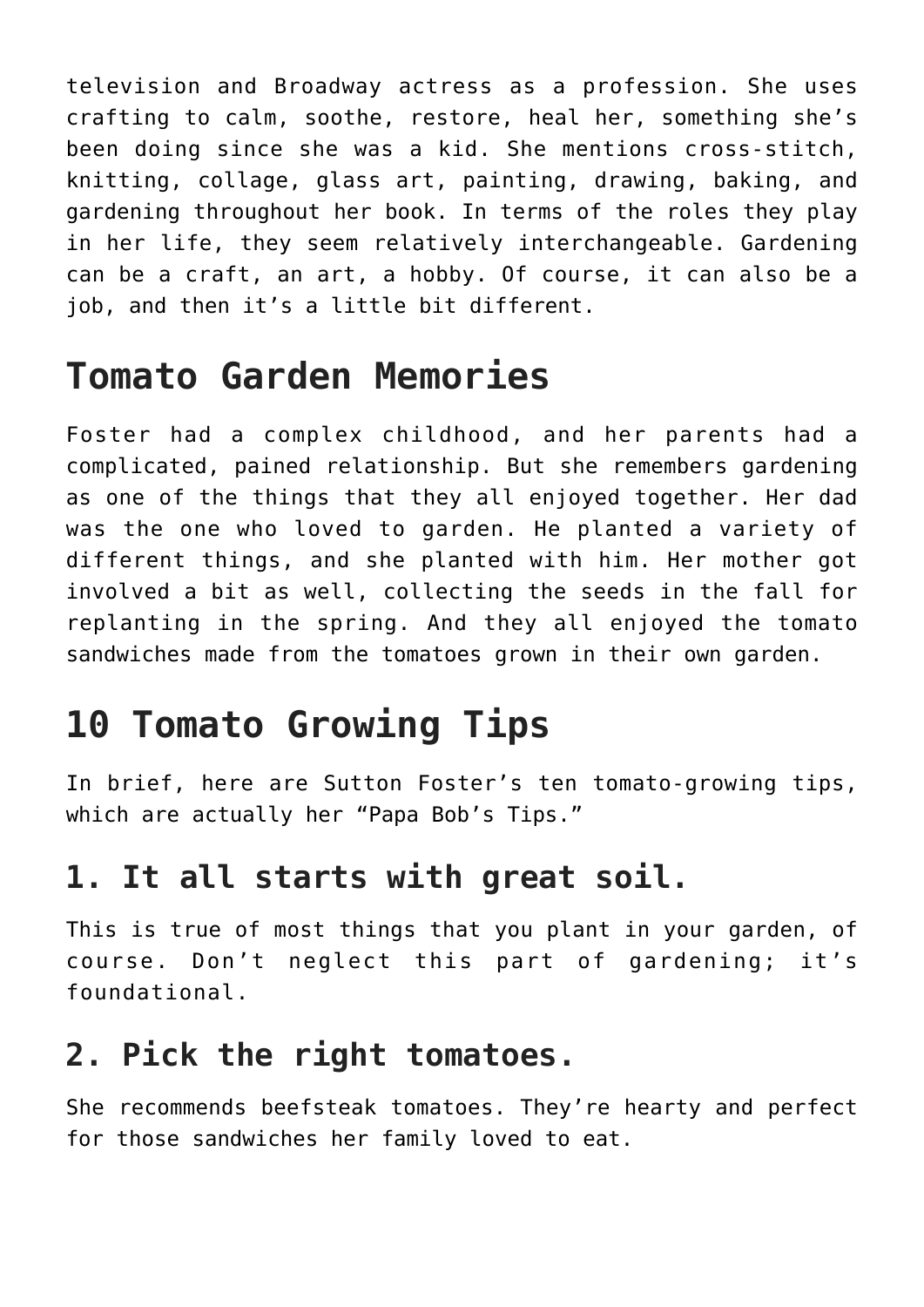television and Broadway actress as a profession. She uses crafting to calm, soothe, restore, heal her, something she's been doing since she was a kid. She mentions cross-stitch, knitting, collage, glass art, painting, drawing, baking, and gardening throughout her book. In terms of the roles they play in her life, they seem relatively interchangeable. Gardening can be a craft, an art, a hobby. Of course, it can also be a job, and then it's a little bit different.

## Tomato Garden Memories

Foster had a complex childhood, and her parents had a complicated, pained relationship. But she remembers gardening as one of the things that they all enjoyed together. Her dad was the one who loved to garden. He planted a variety of different things, and she planted with him. Her mother got involved a bit as well, collecting the seeds in the fall for replanting in the spring. And they all enjoyed the tomato sandwiches made from the tomatoes grown in their own garden.

## 10 Tomato Growing Tips

In brief, here are Sutton Foster's ten tomato-growing tips, which are actually her "Papa Bob's Tips."

### 1. It all starts with great soil.

This is true of most things that you plant in your garden, of course. Don't neglect this part of gardening; it's foundational.

### 2. Pick the right tomatoes.

She recommends beefsteak tomatoes. They're hearty and perfect for those sandwiches her family loved to eat.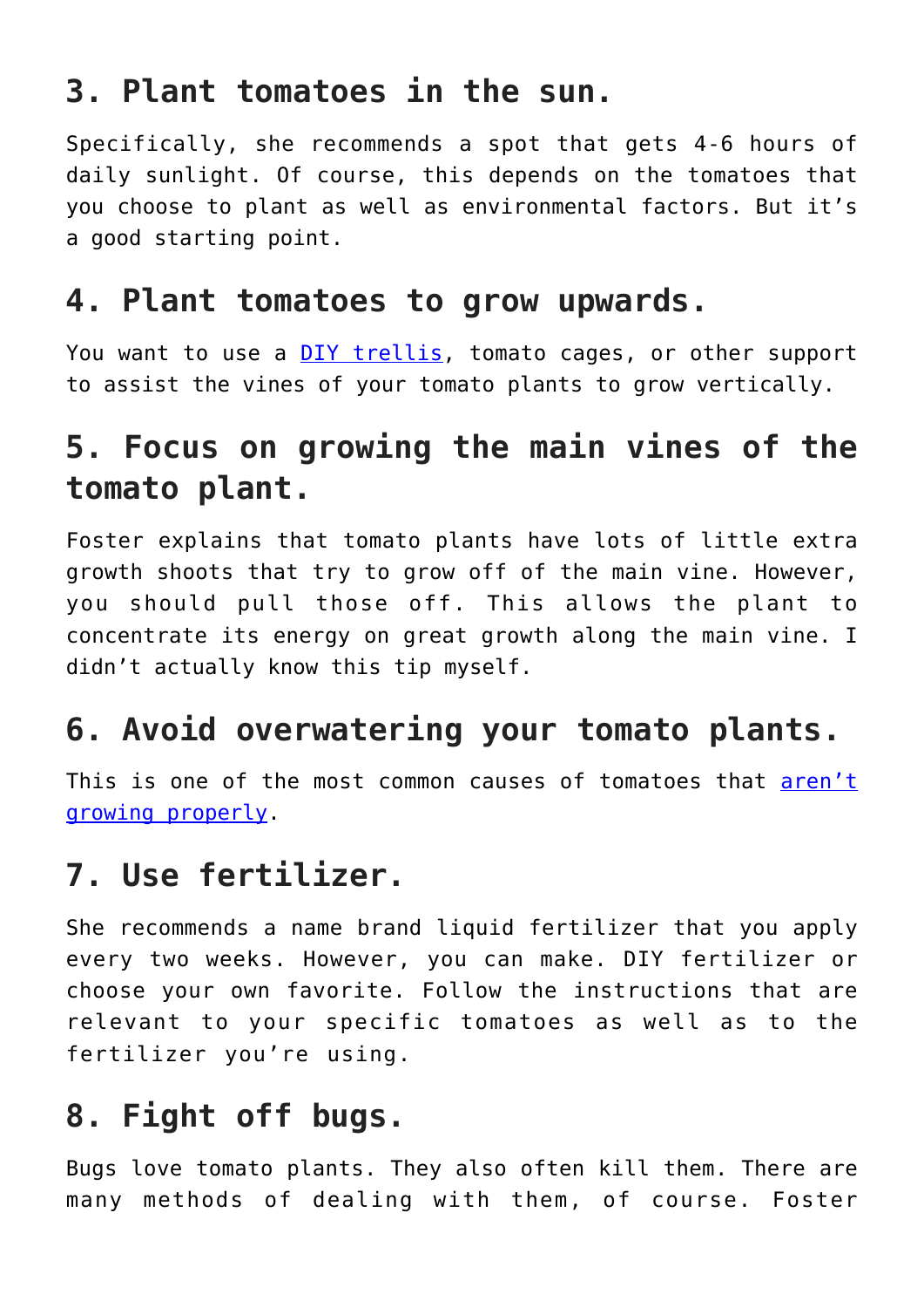## 3. Plant tomatoes in the sun.

Specifically, she recommends a spot that gets 4-6 hours of daily sunlight. Of course, this depends on the tomatoes that you choose to plant as well as environmental factors. But it's a good starting point.

## 4. Plant tomatoes to grow upwards.

You want to use a [DIY trellis](), tomato cages, or other support to assist the vines of your tomato plants to grow vertically.

## 5. Focus on growing the main vines of the tomato plant.

Foster explains that tomato plants have lots of little extra growth shoots that try to grow off of the main vine. However, you should pull those off. This allows the plant to concentrate its energy on great growth along the main vine. I didn't actually know this tip myself.

## 6. Avoid overwatering your tomato plants.

This is one of the most common causes of tomatoes that [aren't growing properly]().

## 7. Use fertilizer.

She recommends a name brand liquid fertilizer that you apply every two weeks. However, you can make. DIY fertilizer or choose your own favorite. Follow the instructions that are relevant to your specific tomatoes as well as to the fertilizer you're using.

## 8. Fight off bugs.

Bugs love tomato plants. They also often kill them. There are many methods of dealing with them, of course. Foster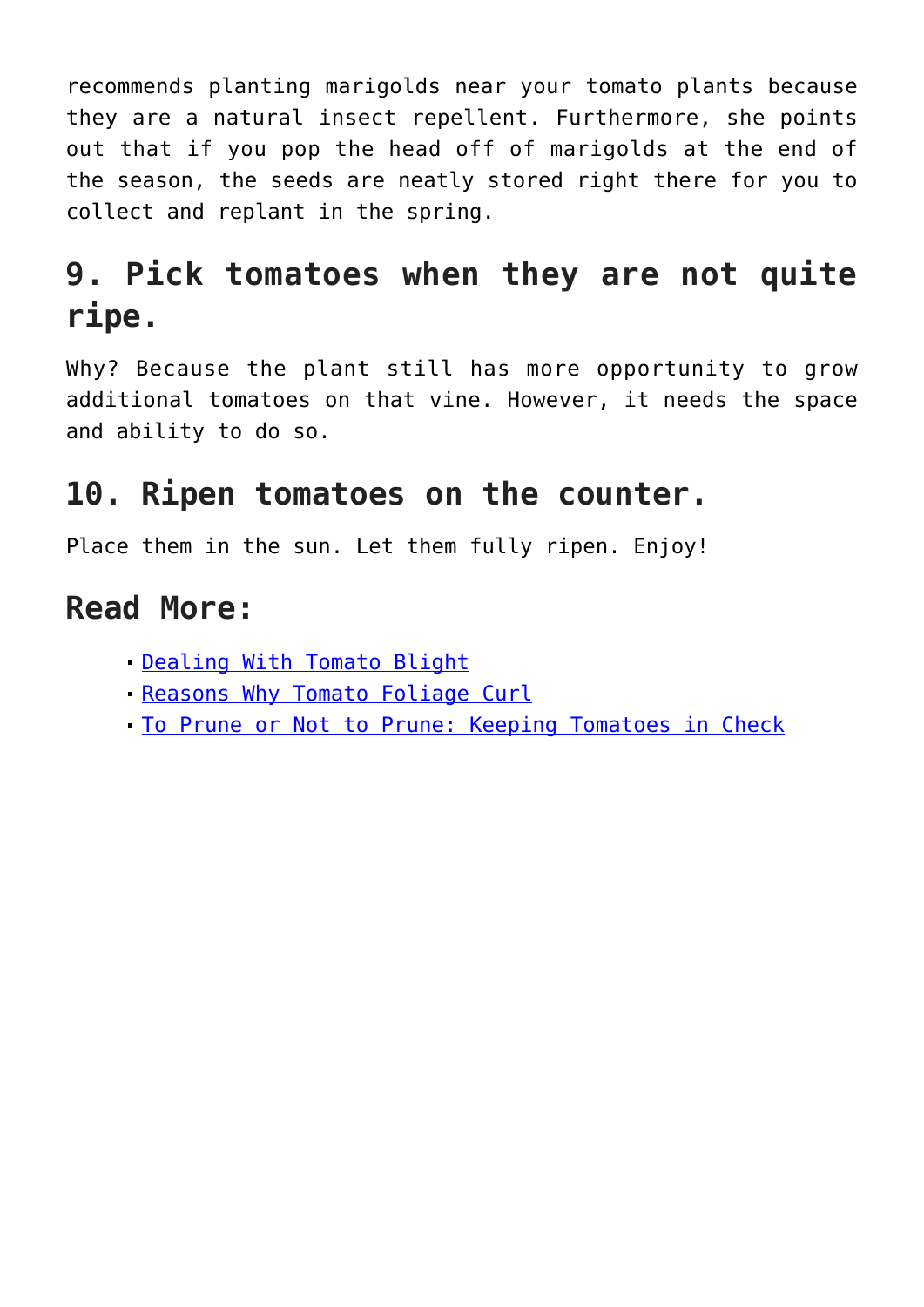recommends planting marigolds near your tomato plants because they are a natural insect repellent. Furthermore, she points out that if you pop the head off of marigolds at the end of the season, the seeds are neatly stored right there for you to collect and replant in the spring.

## 9. Pick tomatoes when they are not quite ripe.

Why? Because the plant still has more opportunity to grow additional tomatoes on that vine. However, it needs the space and ability to do so.

## 10. Ripen tomatoes on the counter.

Place them in the sun. Let them fully ripen. Enjoy!

### Read More:

- Dealing With Tomato Blight
- Reasons Why Tomato Foliage Curl
- To Prune or Not to Prune: Keeping Tomatoes in Check